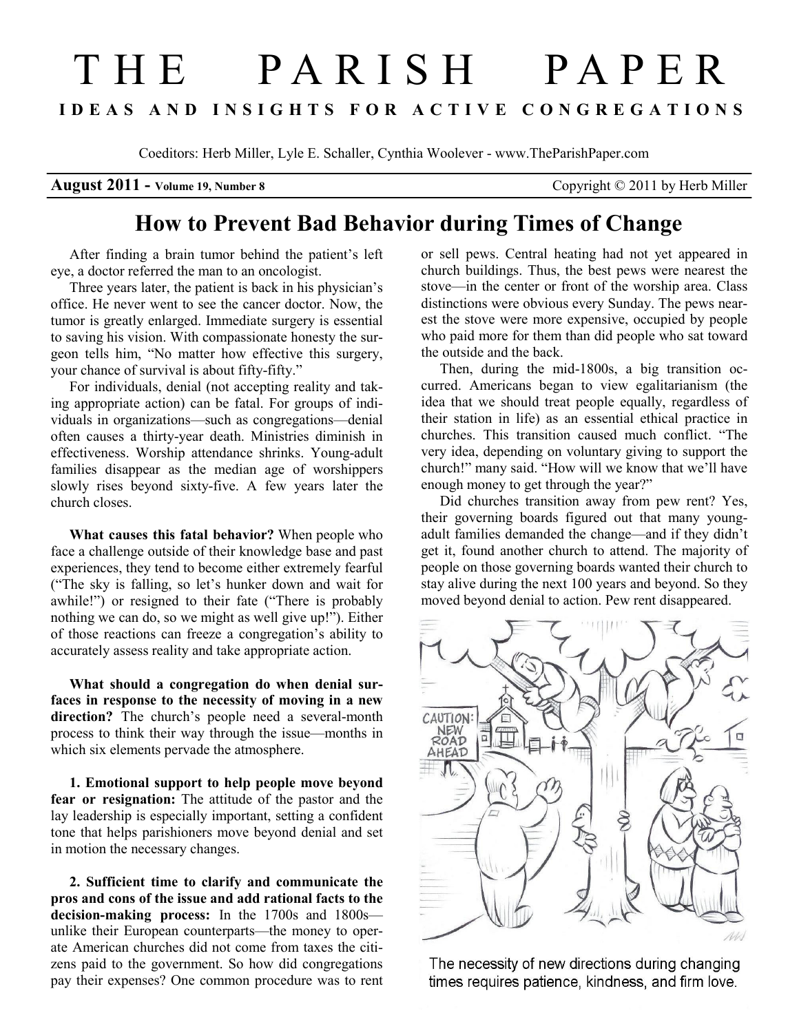# THE PARISH PAPER

**IDEAS AND INSIGHTS FOR ACTIVE CONGREGATIONS**

Coeditors: Herb Miller, Lyle E. Schaller, Cynthia Woolever - www.TheParishPaper.com

**August 2011 - Volume 19, Number 8** Copyright © 2011 by Herb Miller

## How to Prevent Bad Behavior during Times of Change

After finding a brain tumor behind the patient's left eye, a doctor referred the man to an oncologist.

Three years later, the patient is back in his physician's office. He never went to see the cancer doctor. Now, the tumor is greatly enlarged. Immediate surgery is essential to saving his vision. With compassionate honesty the surgeon tells him, "No matter how effective this surgery, your chance of survival is about fifty-fifty."

For individuals, denial (not accepting reality and taking appropriate action) can be fatal. For groups of individuals in organizations—such as congregations—denial often causes a thirty-year death. Ministries diminish in effectiveness. Worship attendance shrinks. Young-adult families disappear as the median age of worshippers slowly rises beyond sixty-five. A few years later the church closes.

**What causes this fatal behavior?** When people who face a challenge outside of their knowledge base and past experiences, they tend to become either extremely fearful ("The sky is falling, so let's hunker down and wait for awhile!") or resigned to their fate ("There is probably nothing we can do, so we might as well give up!"). Either of those reactions can freeze a congregation's ability to accurately assess reality and take appropriate action.

**What should a congregation do when denial surfaces in response to the necessity of moving in a new direction?** The church's people need a several-month process to think their way through the issue—months in which six elements pervade the atmosphere.

**1. Emotional support to help people move beyond fear or resignation:** The attitude of the pastor and the lay leadership is especially important, setting a confident tone that helps parishioners move beyond denial and set in motion the necessary changes.

**2. Sufficient time to clarify and communicate the pros and cons of the issue and add rational facts to the decision-making process:** In the 1700s and 1800s—unlike their European counterparts—the money to operate American churches did not come from taxes the citizens paid to the government. So how did congregations pay their expenses? One common procedure was to rent or sell pews. Central heating had not yet appeared in church buildings. Thus, the best pews were nearest the stove—in the center or front of the worship area. Class distinctions were obvious every Sunday. The pews nearest the stove were more expensive, occupied by people who paid more for them than did people who sat toward the outside and the back.

Then, during the mid-1800s, a big transition occurred. Americans began to view egalitarianism (the idea that we should treat people equally, regardless of their station in life) as an essential ethical practice in churches. This transition caused much conflict. "The very idea, depending on voluntary giving to support the church!" many said. "How will we know that we'll have enough money to get through the year?"

Did churches transition away from pew rent? Yes, their governing boards figured out that many young-adult families demanded the change—and if they didn't get it, found another church to attend. The majority of people on those governing boards wanted their church to stay alive during the next 100 years and beyond. So they moved beyond denial to action. Pew rent disappeared.

The necessity of new directions during changing times requires patience, kindness, and firm love.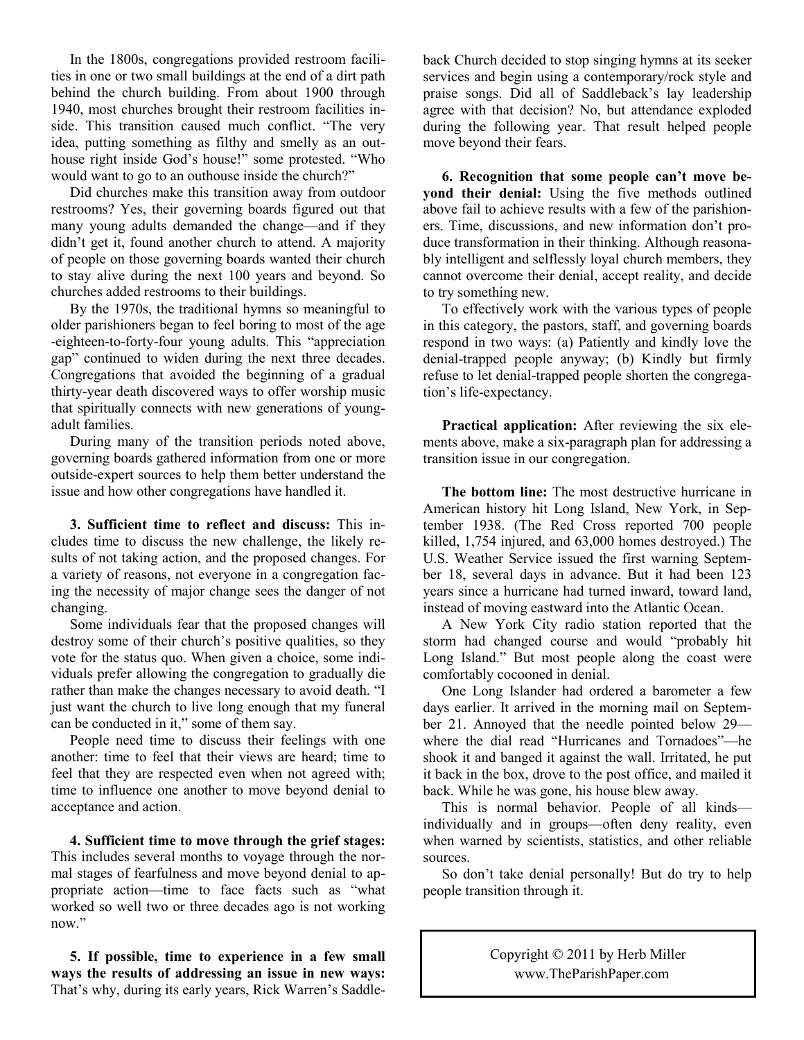In the 1800s, congregations provided restroom facilities in one or two small buildings at the end of a dirt path behind the church building. From about 1900 through 1940, most churches brought their restroom facilities inside. This transition caused much conflict. "The very idea, putting something as filthy and smelly as an outhouse right inside God's house!" some protested. "Who would want to go to an outhouse inside the church?"

Did churches make this transition away from outdoor restrooms? Yes, their governing boards figured out that many young adults demanded the change—and if they didn't get it, found another church to attend. A majority of people on those governing boards wanted their church to stay alive during the next 100 years and beyond. So churches added restrooms to their buildings.

By the 1970s, the traditional hymns so meaningful to older parishioners began to feel boring to most of the age-eighteen-to-forty-four young adults. This "appreciation gap" continued to widen during the next three decades. Congregations that avoided the beginning of a gradual thirty-year death discovered ways to offer worship music that spiritually connects with new generations of young-adult families.

During many of the transition periods noted above, governing boards gathered information from one or more outside-expert sources to help them better understand the issue and how other congregations have handled it.

**3. Sufficient time to reflect and discuss:** This includes time to discuss the new challenge, the likely results of not taking action, and the proposed changes. For a variety of reasons, not everyone in a congregation facing the necessity of major change sees the danger of not changing.

Some individuals fear that the proposed changes will destroy some of their church's positive qualities, so they vote for the status quo. When given a choice, some individuals prefer allowing the congregation to gradually die rather than make the changes necessary to avoid death. "I just want the church to live long enough that my funeral can be conducted in it," some of them say.

People need time to discuss their feelings with one another: time to feel that their views are heard; time to feel that they are respected even when not agreed with; time to influence one another to move beyond denial to acceptance and action.

**4. Sufficient time to move through the grief stages:** This includes several months to voyage through the normal stages of fearfulness and move beyond denial to appropriate action—time to face facts such as "what worked so well two or three decades ago is not working now."

**5. If possible, time to experience in a few small ways the results of addressing an issue in new ways:** That's why, during its early years, Rick Warren's Saddleback Church decided to stop singing hymns at its seeker services and begin using a contemporary/rock style and praise songs. Did all of Saddleback's lay leadership agree with that decision? No, but attendance exploded during the following year. That result helped people move beyond their fears.

**6. Recognition that some people can't move beyond their denial:** Using the five methods outlined above fail to achieve results with a few of the parishioners. Time, discussions, and new information don't produce transformation in their thinking. Although reasonably intelligent and selflessly loyal church members, they cannot overcome their denial, accept reality, and decide to try something new.

To effectively work with the various types of people in this category, the pastors, staff, and governing boards respond in two ways: (a) Patiently and kindly love the denial-trapped people anyway; (b) Kindly but firmly refuse to let denial-trapped people shorten the congregation's life-expectancy.

**Practical application:** After reviewing the six elements above, make a six-paragraph plan for addressing a transition issue in our congregation.

**The bottom line:** The most destructive hurricane in American history hit Long Island, New York, in September 1938. (The Red Cross reported 700 people killed, 1,754 injured, and 63,000 homes destroyed.) The U.S. Weather Service issued the first warning September 18, several days in advance. But it had been 123 years since a hurricane had turned inward, toward land, instead of moving eastward into the Atlantic Ocean.

A New York City radio station reported that the storm had changed course and would "probably hit Long Island." But most people along the coast were comfortably cocooned in denial.

One Long Islander had ordered a barometer a few days earlier. It arrived in the morning mail on September 21. Annoyed that the needle pointed below 29—where the dial read "Hurricanes and Tornadoes"—he shook it and banged it against the wall. Irritated, he put it back in the box, drove to the post office, and mailed it back. While he was gone, his house blew away.

This is normal behavior. People of all kinds—individually and in groups—often deny reality, even when warned by scientists, statistics, and other reliable sources.

So don't take denial personally! But do try to help people transition through it.

Copyright © 2011 by Herb Miller
www.TheParishPaper.com